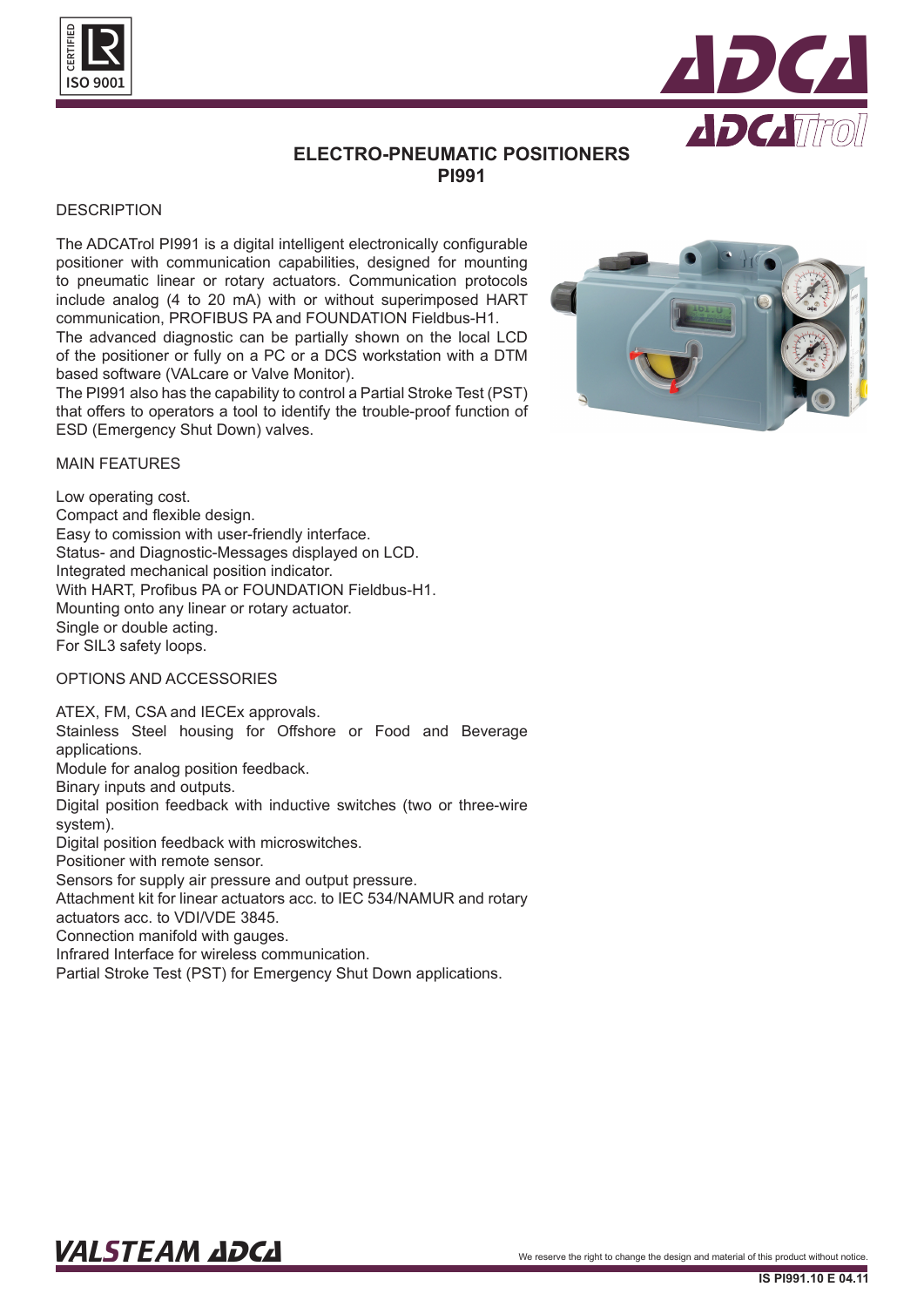# ELECTRO-PNEUMATIC POSITIONERS
## PI991

### DESCRIPTION

The ADCATrol PI991 is a digital intelligent electronically configurable positioner with communication capabilities, designed for mounting to pneumatic linear or rotary actuators. Communication protocols include analog (4 to 20 mA) with or without superimposed HART communication, PROFIBUS PA and FOUNDATION Fieldbus-H1.
The advanced diagnostic can be partially shown on the local LCD of the positioner or fully on a PC or a DCS workstation with a DTM based software (VALcare or Valve Monitor).
The PI991 also has the capability to control a Partial Stroke Test (PST) that offers to operators a tool to identify the trouble-proof function of ESD (Emergency Shut Down) valves.

### MAIN FEATURES

Low operating cost.
Compact and flexible design.
Easy to comission with user-friendly interface.
Status- and Diagnostic-Messages displayed on LCD.
Integrated mechanical position indicator.
With HART, Profibus PA or FOUNDATION Fieldbus-H1.
Mounting onto any linear or rotary actuator.
Single or double acting.
For SIL3 safety loops.

### OPTIONS AND ACCESSORIES

ATEX, FM, CSA and IECEx approvals.
Stainless Steel housing for Offshore or Food and Beverage applications.
Module for analog position feedback.
Binary inputs and outputs.
Digital position feedback with inductive switches (two or three-wire system).
Digital position feedback with microswitches.
Positioner with remote sensor.
Sensors for supply air pressure and output pressure.
Attachment kit for linear actuators acc. to IEC 534/NAMUR and rotary actuators acc. to VDI/VDE 3845.
Connection manifold with gauges.
Infrared Interface for wireless communication.
Partial Stroke Test (PST) for Emergency Shut Down applications.

We reserve the right to change the design and material of this product without notice.

IS PI991.10 E 04.11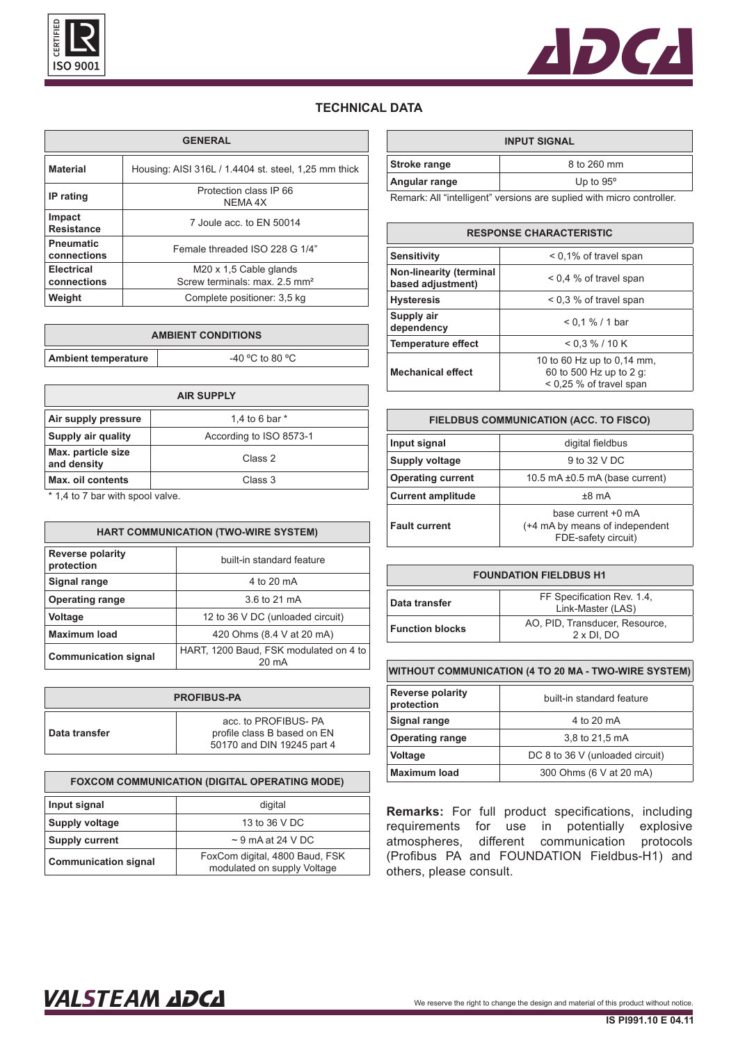## TECHNICAL DATA

| GENERAL | |
|---|---|
| **Material** | Housing: AISI 316L / 1.4404 st. steel, 1,25 mm thick |
| **IP rating** | Protection class IP 66<br>NEMA 4X |
| **Impact Resistance** | 7 Joule acc. to EN 50014 |
| **Pneumatic connections** | Female threaded ISO 228 G 1/4" |
| **Electrical connections** | M20 x 1,5 Cable glands<br>Screw terminals: max. 2.5 mm² |
| **Weight** | Complete positioner: 3,5 kg |

| AMBIENT CONDITIONS | |
|---|---|
| **Ambient temperature** | -40 ºC to 80 ºC |

| AIR SUPPLY | |
|---|---|
| **Air supply pressure** | 1,4 to 6 bar * |
| **Supply air quality** | According to ISO 8573-1 |
| **Max. particle size and density** | Class 2 |
| **Max. oil contents** | Class 3 |

\* 1,4 to 7 bar with spool valve.

| HART COMMUNICATION (TWO-WIRE SYSTEM) | |
|---|---|
| **Reverse polarity protection** | built-in standard feature |
| **Signal range** | 4 to 20 mA |
| **Operating range** | 3.6 to 21 mA |
| **Voltage** | 12 to 36 V DC (unloaded circuit) |
| **Maximum load** | 420 Ohms (8.4 V at 20 mA) |
| **Communication signal** | HART, 1200 Baud, FSK modulated on 4 to 20 mA |

| PROFIBUS-PA | |
|---|---|
| **Data transfer** | acc. to PROFIBUS- PA profile class B based on EN 50170 and DIN 19245 part 4 |

| FOXCOM COMMUNICATION (DIGITAL OPERATING MODE) | |
|---|---|
| **Input signal** | digital |
| **Supply voltage** | 13 to 36 V DC |
| **Supply current** | ~ 9 mA at 24 V DC |
| **Communication signal** | FoxCom digital, 4800 Baud, FSK modulated on supply Voltage |

| INPUT SIGNAL | |
|---|---|
| **Stroke range** | 8 to 260 mm |
| **Angular range** | Up to 95º |

Remark: All "intelligent" versions are suplied with micro controller.

| RESPONSE CHARACTERISTIC | |
|---|---|
| **Sensitivity** | < 0,1% of travel span |
| **Non-linearity (terminal based adjustment)** | < 0,4 % of travel span |
| **Hysteresis** | < 0,3 % of travel span |
| **Supply air dependency** | < 0,1 % / 1 bar |
| **Temperature effect** | < 0,3 % / 10 K |
| **Mechanical effect** | 10 to 60 Hz up to 0,14 mm,<br>60 to 500 Hz up to 2 g:<br>< 0,25 % of travel span |

| FIELDBUS COMMUNICATION (ACC. TO FISCO) | |
|---|---|
| **Input signal** | digital fieldbus |
| **Supply voltage** | 9 to 32 V DC |
| **Operating current** | 10.5 mA ±0.5 mA (base current) |
| **Current amplitude** | ±8 mA |
| **Fault current** | base current +0 mA<br>(+4 mA by means of independent FDE-safety circuit) |

| FOUNDATION FIELDBUS H1 | |
|---|---|
| **Data transfer** | FF Specification Rev. 1.4,<br>Link-Master (LAS) |
| **Function blocks** | AO, PID, Transducer, Resource,<br>2 x DI, DO |

| WITHOUT COMMUNICATION (4 TO 20 MA - TWO-WIRE SYSTEM) | |
|---|---|
| **Reverse polarity protection** | built-in standard feature |
| **Signal range** | 4 to 20 mA |
| **Operating range** | 3,8 to 21,5 mA |
| **Voltage** | DC 8 to 36 V (unloaded circuit) |
| **Maximum load** | 300 Ohms (6 V at 20 mA) |

**Remarks:** For full product specifications, including requirements for use in potentially explosive atmospheres, different communication protocols (Profibus PA and FOUNDATION Fieldbus-H1) and others, please consult.

We reserve the right to change the design and material of this product without notice.

IS PI991.10 E 04.11